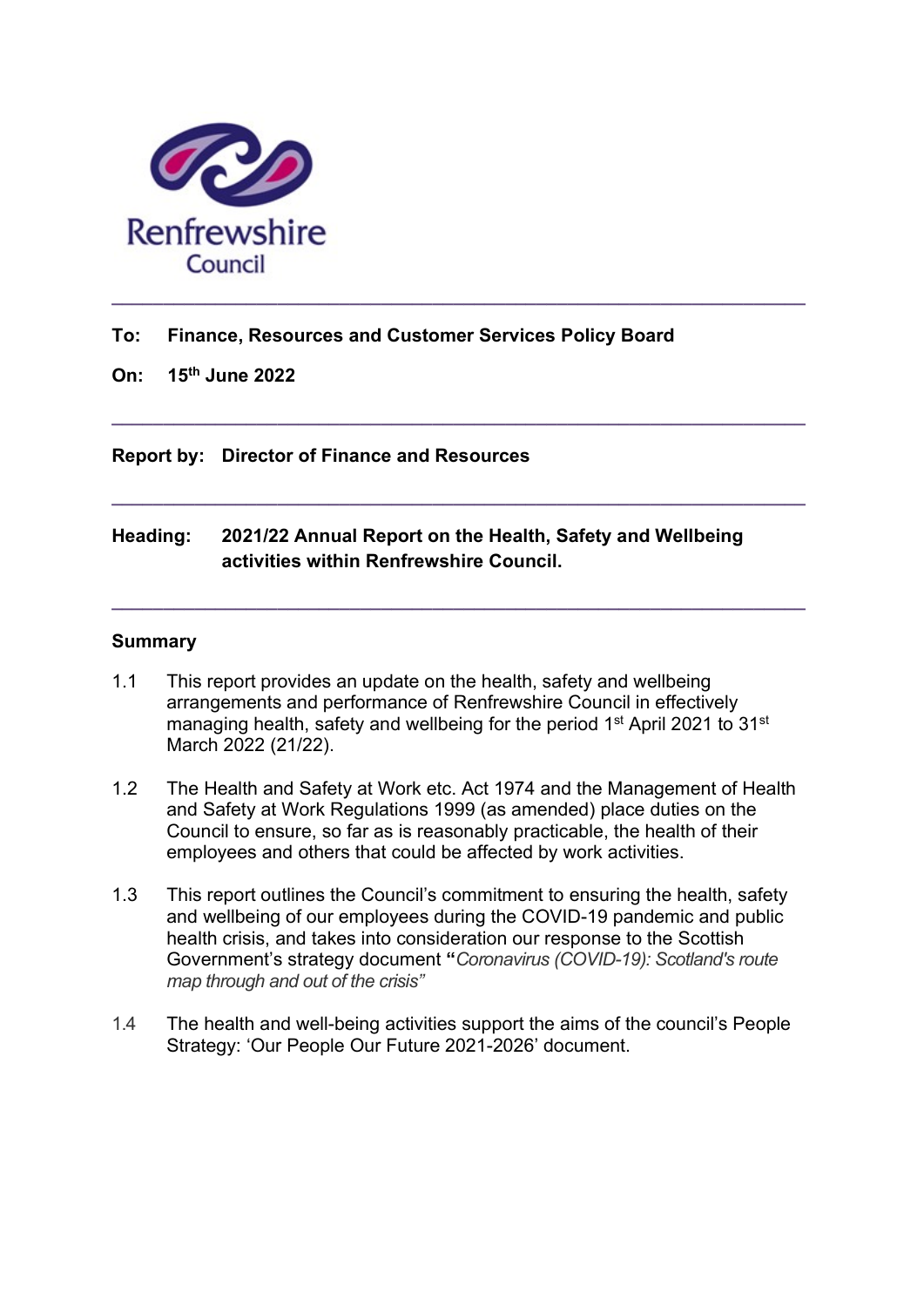Renfrewshire Council

---

**To: Finance, Resources and Customer Services Policy Board**

**On: 15th June 2022**

---

**Report by: Director of Finance and Resources**

---

**Heading: 2021/22 Annual Report on the Health, Safety and Wellbeing activities within Renfrewshire Council.**

---

## Summary

1.1 This report provides an update on the health, safety and wellbeing arrangements and performance of Renfrewshire Council in effectively managing health, safety and wellbeing for the period 1st April 2021 to 31st March 2022 (21/22).

1.2 The Health and Safety at Work etc. Act 1974 and the Management of Health and Safety at Work Regulations 1999 (as amended) place duties on the Council to ensure, so far as is reasonably practicable, the health of their employees and others that could be affected by work activities.

1.3 This report outlines the Council's commitment to ensuring the health, safety and wellbeing of our employees during the COVID-19 pandemic and public health crisis, and takes into consideration our response to the Scottish Government's strategy document **"***Coronavirus (COVID-19): Scotland's route map through and out of the crisis"*

1.4 The health and well-being activities support the aims of the council's People Strategy: 'Our People Our Future 2021-2026' document.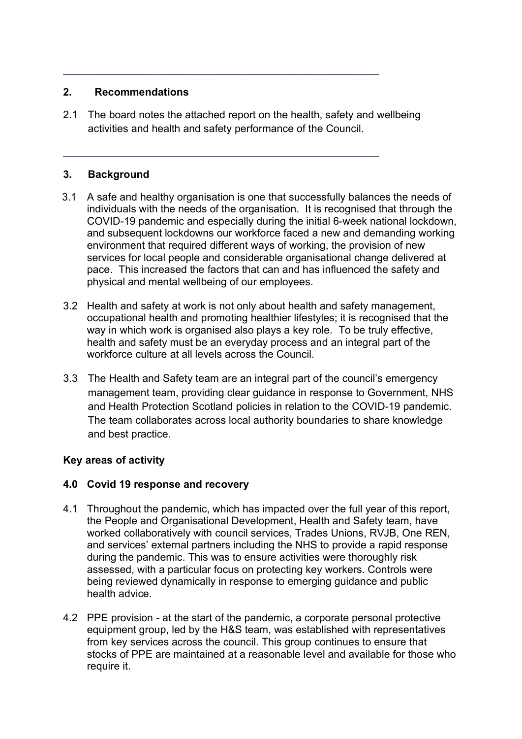## 2. Recommendations

2.1 The board notes the attached report on the health, safety and wellbeing activities and health and safety performance of the Council.

## 3. Background

3.1 A safe and healthy organisation is one that successfully balances the needs of individuals with the needs of the organisation. It is recognised that through the COVID-19 pandemic and especially during the initial 6-week national lockdown, and subsequent lockdowns our workforce faced a new and demanding working environment that required different ways of working, the provision of new services for local people and considerable organisational change delivered at pace. This increased the factors that can and has influenced the safety and physical and mental wellbeing of our employees.

3.2 Health and safety at work is not only about health and safety management, occupational health and promoting healthier lifestyles; it is recognised that the way in which work is organised also plays a key role. To be truly effective, health and safety must be an everyday process and an integral part of the workforce culture at all levels across the Council.

3.3 The Health and Safety team are an integral part of the council's emergency management team, providing clear guidance in response to Government, NHS and Health Protection Scotland policies in relation to the COVID-19 pandemic. The team collaborates across local authority boundaries to share knowledge and best practice.

**Key areas of activity**

### 4.0 Covid 19 response and recovery

4.1 Throughout the pandemic, which has impacted over the full year of this report, the People and Organisational Development, Health and Safety team, have worked collaboratively with council services, Trades Unions, RVJB, One REN, and services' external partners including the NHS to provide a rapid response during the pandemic. This was to ensure activities were thoroughly risk assessed, with a particular focus on protecting key workers. Controls were being reviewed dynamically in response to emerging guidance and public health advice.

4.2 PPE provision - at the start of the pandemic, a corporate personal protective equipment group, led by the H&S team, was established with representatives from key services across the council. This group continues to ensure that stocks of PPE are maintained at a reasonable level and available for those who require it.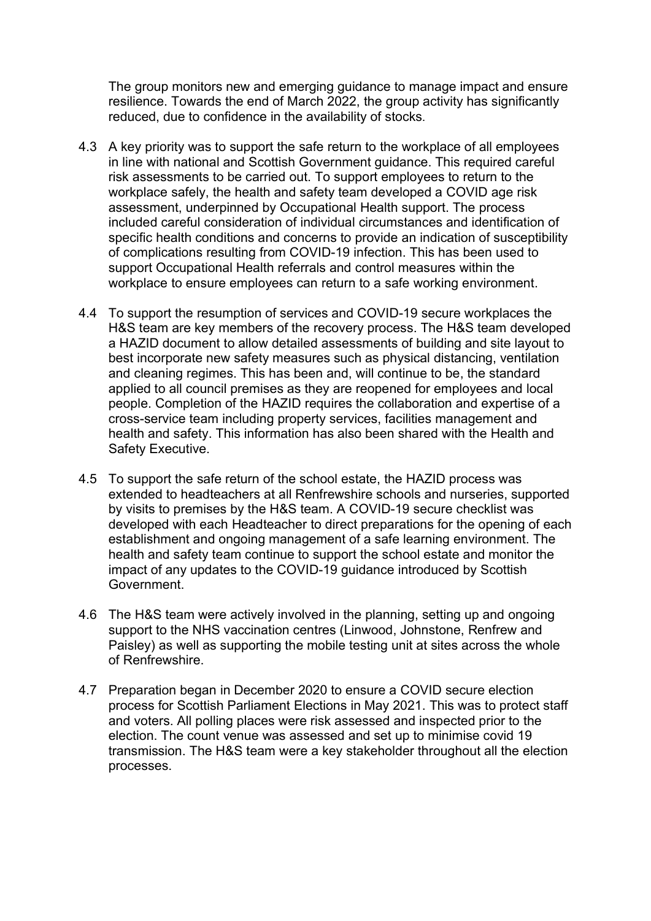The group monitors new and emerging guidance to manage impact and ensure resilience. Towards the end of March 2022, the group activity has significantly reduced, due to confidence in the availability of stocks.

4.3 A key priority was to support the safe return to the workplace of all employees in line with national and Scottish Government guidance. This required careful risk assessments to be carried out. To support employees to return to the workplace safely, the health and safety team developed a COVID age risk assessment, underpinned by Occupational Health support. The process included careful consideration of individual circumstances and identification of specific health conditions and concerns to provide an indication of susceptibility of complications resulting from COVID-19 infection. This has been used to support Occupational Health referrals and control measures within the workplace to ensure employees can return to a safe working environment.

4.4 To support the resumption of services and COVID-19 secure workplaces the H&S team are key members of the recovery process. The H&S team developed a HAZID document to allow detailed assessments of building and site layout to best incorporate new safety measures such as physical distancing, ventilation and cleaning regimes. This has been and, will continue to be, the standard applied to all council premises as they are reopened for employees and local people. Completion of the HAZID requires the collaboration and expertise of a cross-service team including property services, facilities management and health and safety. This information has also been shared with the Health and Safety Executive.

4.5 To support the safe return of the school estate, the HAZID process was extended to headteachers at all Renfrewshire schools and nurseries, supported by visits to premises by the H&S team. A COVID-19 secure checklist was developed with each Headteacher to direct preparations for the opening of each establishment and ongoing management of a safe learning environment. The health and safety team continue to support the school estate and monitor the impact of any updates to the COVID-19 guidance introduced by Scottish Government.

4.6 The H&S team were actively involved in the planning, setting up and ongoing support to the NHS vaccination centres (Linwood, Johnstone, Renfrew and Paisley) as well as supporting the mobile testing unit at sites across the whole of Renfrewshire.

4.7 Preparation began in December 2020 to ensure a COVID secure election process for Scottish Parliament Elections in May 2021. This was to protect staff and voters. All polling places were risk assessed and inspected prior to the election. The count venue was assessed and set up to minimise covid 19 transmission. The H&S team were a key stakeholder throughout all the election processes.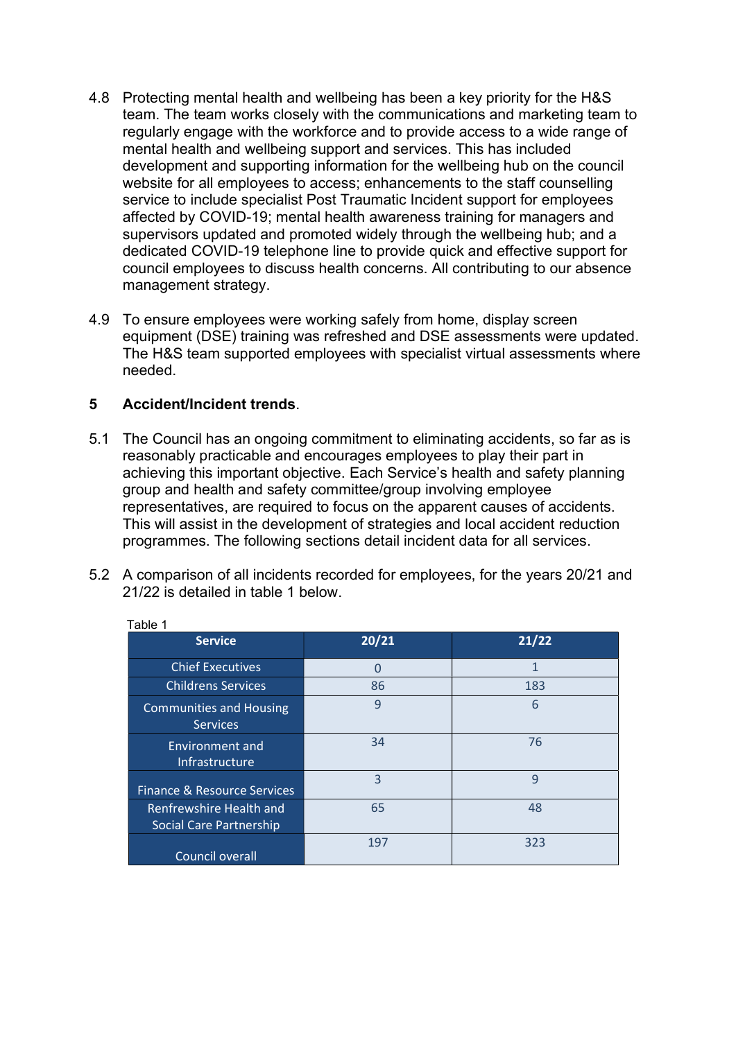4.8 Protecting mental health and wellbeing has been a key priority for the H&S team. The team works closely with the communications and marketing team to regularly engage with the workforce and to provide access to a wide range of mental health and wellbeing support and services. This has included development and supporting information for the wellbeing hub on the council website for all employees to access; enhancements to the staff counselling service to include specialist Post Traumatic Incident support for employees affected by COVID-19; mental health awareness training for managers and supervisors updated and promoted widely through the wellbeing hub; and a dedicated COVID-19 telephone line to provide quick and effective support for council employees to discuss health concerns. All contributing to our absence management strategy.

4.9 To ensure employees were working safely from home, display screen equipment (DSE) training was refreshed and DSE assessments were updated. The H&S team supported employees with specialist virtual assessments where needed.

## 5 Accident/Incident trends.

5.1 The Council has an ongoing commitment to eliminating accidents, so far as is reasonably practicable and encourages employees to play their part in achieving this important objective. Each Service's health and safety planning group and health and safety committee/group involving employee representatives, are required to focus on the apparent causes of accidents. This will assist in the development of strategies and local accident reduction programmes. The following sections detail incident data for all services.

5.2 A comparison of all incidents recorded for employees, for the years 20/21 and 21/22 is detailed in table 1 below.

Table 1

| Service | 20/21 | 21/22 |
|---|---|---|
| Chief Executives | 0 | 1 |
| Childrens Services | 86 | 183 |
| Communities and Housing Services | 9 | 6 |
| Environment and Infrastructure | 34 | 76 |
| Finance & Resource Services | 3 | 9 |
| Renfrewshire Health and Social Care Partnership | 65 | 48 |
| Council overall | 197 | 323 |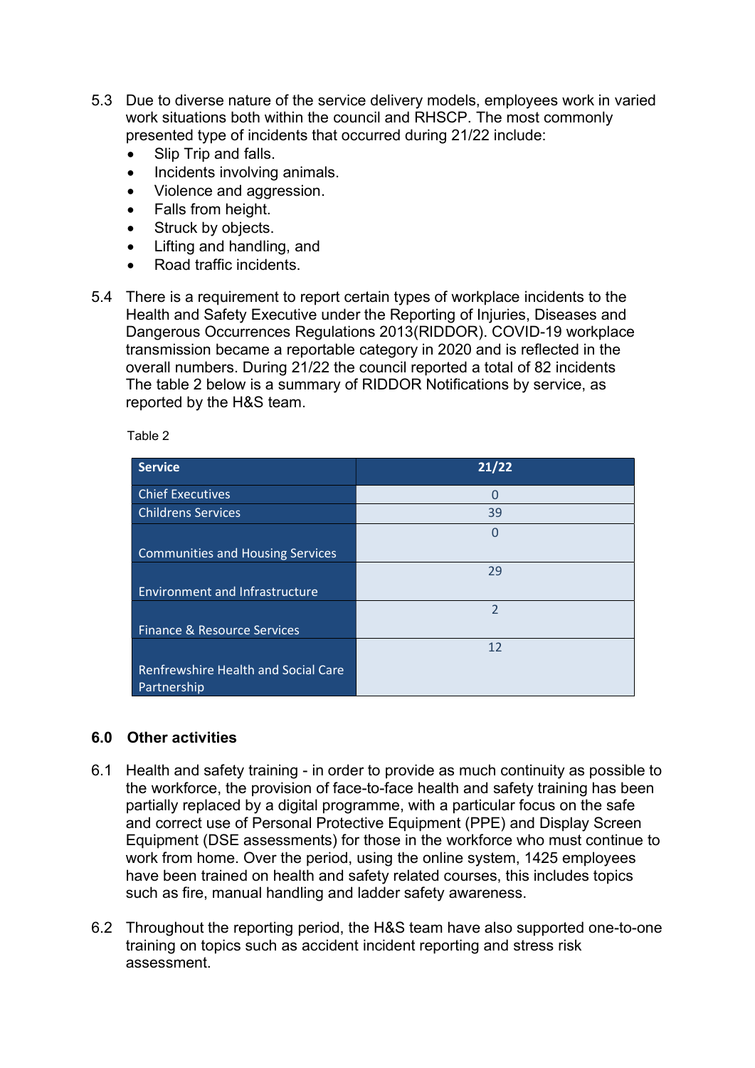5.3 Due to diverse nature of the service delivery models, employees work in varied work situations both within the council and RHSCP. The most commonly presented type of incidents that occurred during 21/22 include:

- Slip Trip and falls.
- Incidents involving animals.
- Violence and aggression.
- Falls from height.
- Struck by objects.
- Lifting and handling, and
- Road traffic incidents.

5.4 There is a requirement to report certain types of workplace incidents to the Health and Safety Executive under the Reporting of Injuries, Diseases and Dangerous Occurrences Regulations 2013(RIDDOR). COVID-19 workplace transmission became a reportable category in 2020 and is reflected in the overall numbers. During 21/22 the council reported a total of 82 incidents The table 2 below is a summary of RIDDOR Notifications by service, as reported by the H&S team.

Table 2

| Service | 21/22 |
|---|---|
| Chief Executives | 0 |
| Childrens Services | 39 |
| Communities and Housing Services | 0 |
| Environment and Infrastructure | 29 |
| Finance & Resource Services | 2 |
| Renfrewshire Health and Social Care Partnership | 12 |

## 6.0 Other activities

6.1 Health and safety training - in order to provide as much continuity as possible to the workforce, the provision of face-to-face health and safety training has been partially replaced by a digital programme, with a particular focus on the safe and correct use of Personal Protective Equipment (PPE) and Display Screen Equipment (DSE assessments) for those in the workforce who must continue to work from home. Over the period, using the online system, 1425 employees have been trained on health and safety related courses, this includes topics such as fire, manual handling and ladder safety awareness.

6.2 Throughout the reporting period, the H&S team have also supported one-to-one training on topics such as accident incident reporting and stress risk assessment.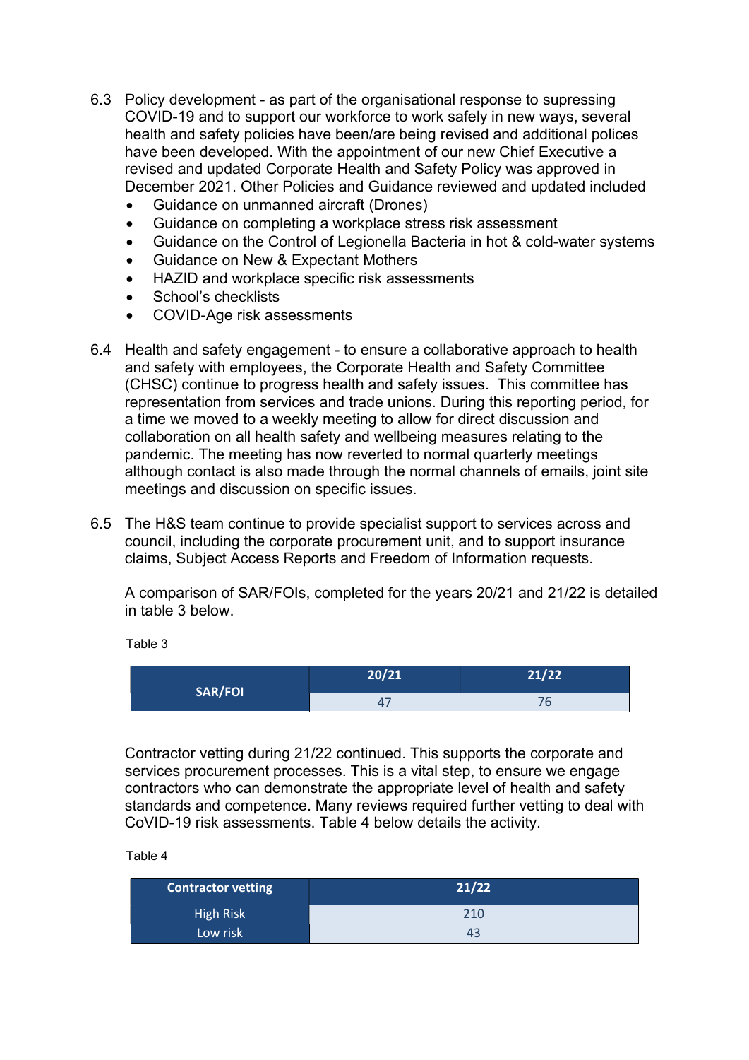6.3 Policy development - as part of the organisational response to supressing COVID-19 and to support our workforce to work safely in new ways, several health and safety policies have been/are being revised and additional polices have been developed. With the appointment of our new Chief Executive a revised and updated Corporate Health and Safety Policy was approved in December 2021. Other Policies and Guidance reviewed and updated included

- Guidance on unmanned aircraft (Drones)
- Guidance on completing a workplace stress risk assessment
- Guidance on the Control of Legionella Bacteria in hot & cold-water systems
- Guidance on New & Expectant Mothers
- HAZID and workplace specific risk assessments
- School's checklists
- COVID-Age risk assessments

6.4 Health and safety engagement - to ensure a collaborative approach to health and safety with employees, the Corporate Health and Safety Committee (CHSC) continue to progress health and safety issues. This committee has representation from services and trade unions. During this reporting period, for a time we moved to a weekly meeting to allow for direct discussion and collaboration on all health safety and wellbeing measures relating to the pandemic. The meeting has now reverted to normal quarterly meetings although contact is also made through the normal channels of emails, joint site meetings and discussion on specific issues.

6.5 The H&S team continue to provide specialist support to services across and council, including the corporate procurement unit, and to support insurance claims, Subject Access Reports and Freedom of Information requests.

A comparison of SAR/FOIs, completed for the years 20/21 and 21/22 is detailed in table 3 below.

Table 3

| | 20/21 | 21/22 |
|---|---|---|
| SAR/FOI | 47 | 76 |

Contractor vetting during 21/22 continued. This supports the corporate and services procurement processes. This is a vital step, to ensure we engage contractors who can demonstrate the appropriate level of health and safety standards and competence. Many reviews required further vetting to deal with CoVID-19 risk assessments. Table 4 below details the activity.

Table 4

| Contractor vetting | 21/22 |
|---|---|
| High Risk | 210 |
| Low risk | 43 |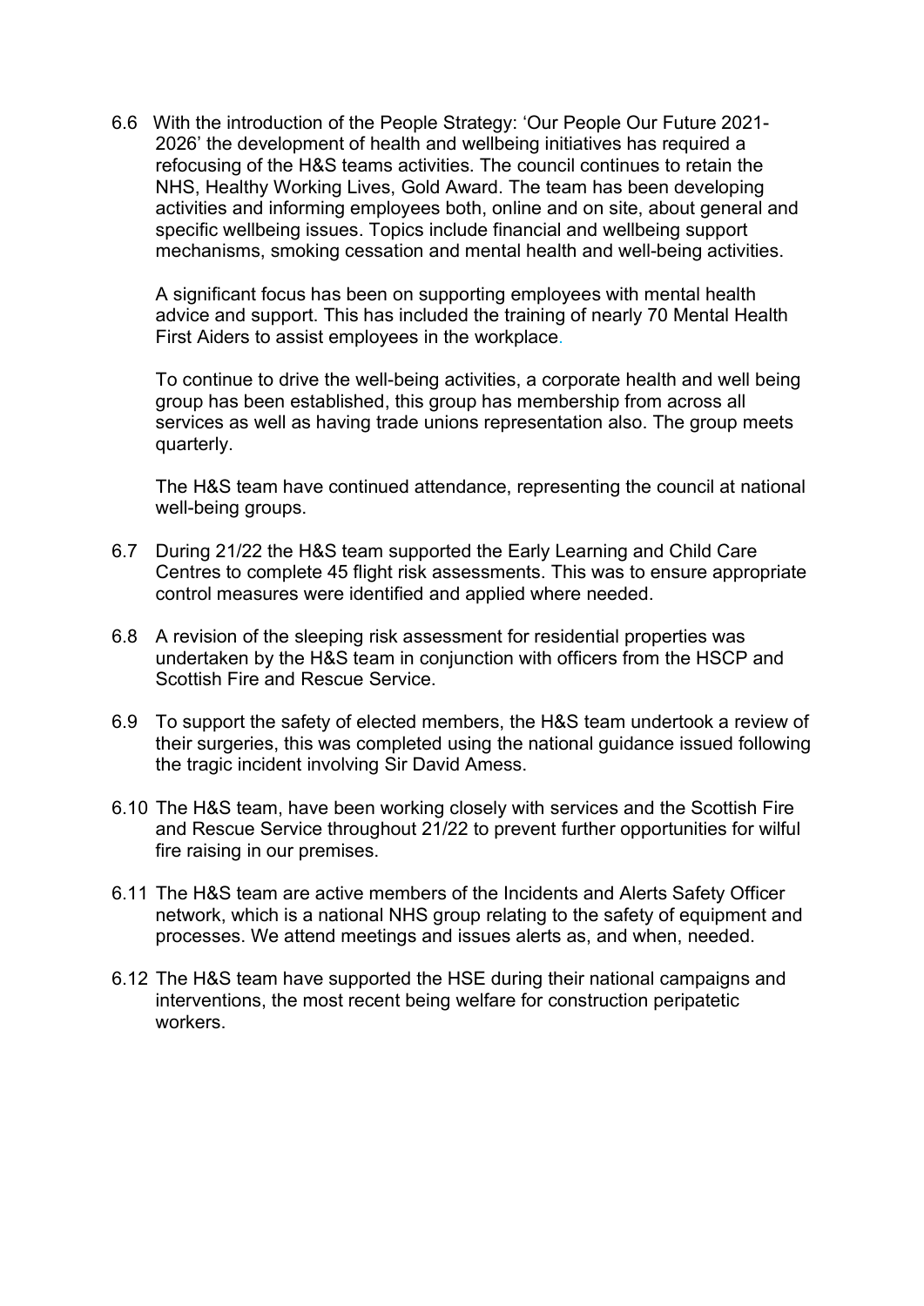6.6 With the introduction of the People Strategy: 'Our People Our Future 2021-2026' the development of health and wellbeing initiatives has required a refocusing of the H&S teams activities. The council continues to retain the NHS, Healthy Working Lives, Gold Award. The team has been developing activities and informing employees both, online and on site, about general and specific wellbeing issues. Topics include financial and wellbeing support mechanisms, smoking cessation and mental health and well-being activities.

A significant focus has been on supporting employees with mental health advice and support. This has included the training of nearly 70 Mental Health First Aiders to assist employees in the workplace.

To continue to drive the well-being activities, a corporate health and well being group has been established, this group has membership from across all services as well as having trade unions representation also. The group meets quarterly.

The H&S team have continued attendance, representing the council at national well-being groups.

6.7 During 21/22 the H&S team supported the Early Learning and Child Care Centres to complete 45 flight risk assessments. This was to ensure appropriate control measures were identified and applied where needed.

6.8 A revision of the sleeping risk assessment for residential properties was undertaken by the H&S team in conjunction with officers from the HSCP and Scottish Fire and Rescue Service.

6.9 To support the safety of elected members, the H&S team undertook a review of their surgeries, this was completed using the national guidance issued following the tragic incident involving Sir David Amess.

6.10 The H&S team, have been working closely with services and the Scottish Fire and Rescue Service throughout 21/22 to prevent further opportunities for wilful fire raising in our premises.

6.11 The H&S team are active members of the Incidents and Alerts Safety Officer network, which is a national NHS group relating to the safety of equipment and processes. We attend meetings and issues alerts as, and when, needed.

6.12 The H&S team have supported the HSE during their national campaigns and interventions, the most recent being welfare for construction peripatetic workers.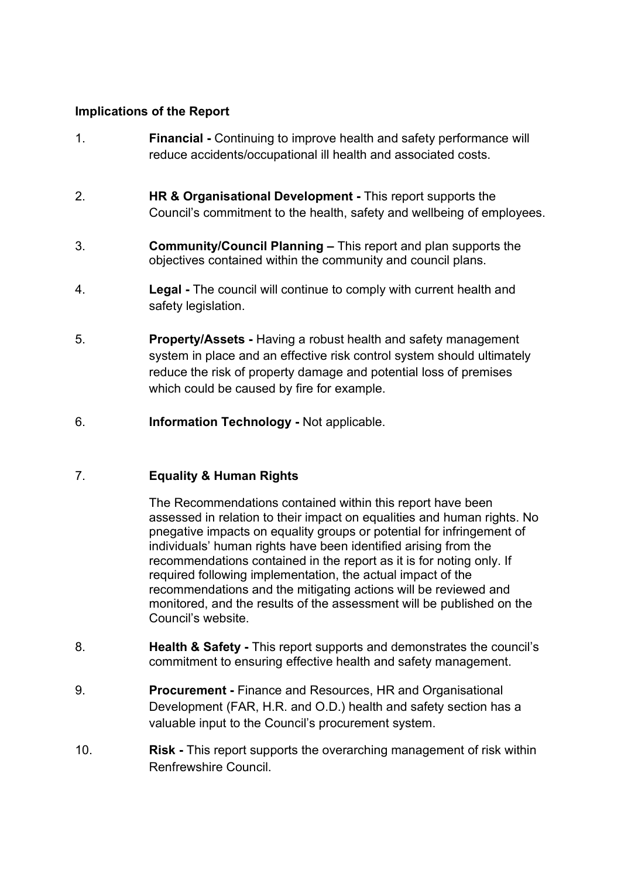**Implications of the Report**

1. **Financial -** Continuing to improve health and safety performance will reduce accidents/occupational ill health and associated costs.

2. **HR & Organisational Development -** This report supports the Council's commitment to the health, safety and wellbeing of employees.

3. **Community/Council Planning –** This report and plan supports the objectives contained within the community and council plans.

4. **Legal -** The council will continue to comply with current health and safety legislation.

5. **Property/Assets -** Having a robust health and safety management system in place and an effective risk control system should ultimately reduce the risk of property damage and potential loss of premises which could be caused by fire for example.

6. **Information Technology -** Not applicable.

7. **Equality & Human Rights**

   The Recommendations contained within this report have been assessed in relation to their impact on equalities and human rights. No pnegative impacts on equality groups or potential for infringement of individuals' human rights have been identified arising from the recommendations contained in the report as it is for noting only. If required following implementation, the actual impact of the recommendations and the mitigating actions will be reviewed and monitored, and the results of the assessment will be published on the Council's website.

8. **Health & Safety -** This report supports and demonstrates the council's commitment to ensuring effective health and safety management.

9. **Procurement -** Finance and Resources, HR and Organisational Development (FAR, H.R. and O.D.) health and safety section has a valuable input to the Council's procurement system.

10. **Risk -** This report supports the overarching management of risk within Renfrewshire Council.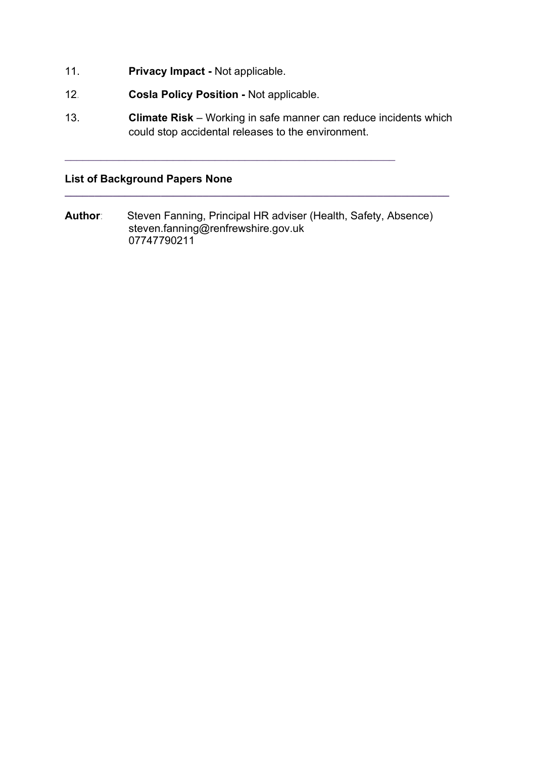11. **Privacy Impact -** Not applicable.

12. **Cosla Policy Position -** Not applicable.

13. **Climate Risk** – Working in safe manner can reduce incidents which could stop accidental releases to the environment.

---

**List of Background Papers None**

---

**Author**: Steven Fanning, Principal HR adviser (Health, Safety, Absence)
steven.fanning@renfrewshire.gov.uk
07747790211